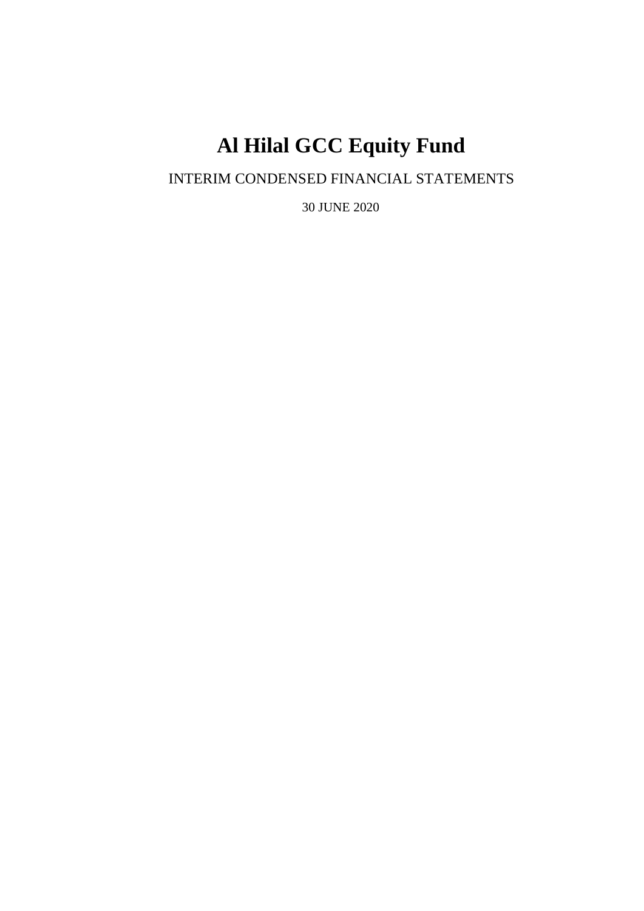# Al Hilal GCC Equity Fund

INTERIM CONDENSED FINANCIAL STATEMENTS

30 JUNE 2020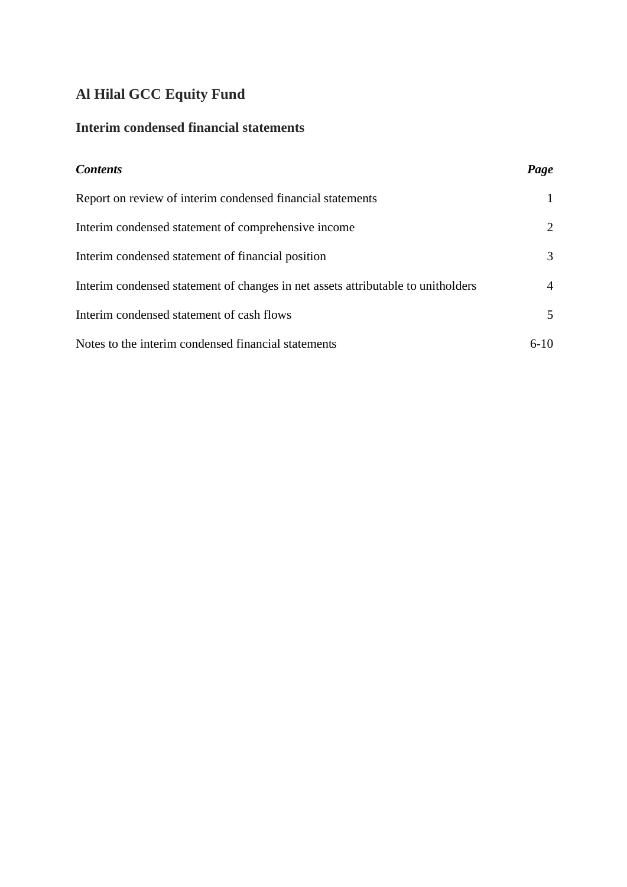# Al Hilal GCC Equity Fund

## Interim condensed financial statements

| ***Contents*** | ***Page*** |
|---|---|
| Report on review of interim condensed financial statements | 1 |
| Interim condensed statement of comprehensive income | 2 |
| Interim condensed statement of financial position | 3 |
| Interim condensed statement of changes in net assets attributable to unitholders | 4 |
| Interim condensed statement of cash flows | 5 |
| Notes to the interim condensed financial statements | 6-10 |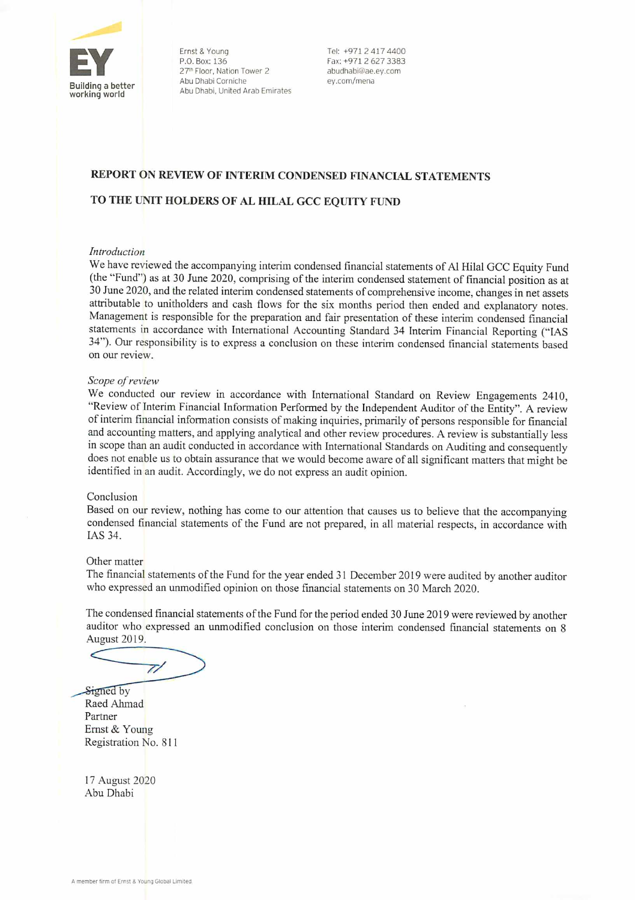Ernst & Young
P.O. Box: 136
27th Floor, Nation Tower 2
Abu Dhabi Corniche
Abu Dhabi, United Arab Emirates

Tel: +971 2 417 4400
Fax: +971 2 627 3383
abudhabi@ae.ey.com
ey.com/mena

## REPORT ON REVIEW OF INTERIM CONDENSED FINANCIAL STATEMENTS

## TO THE UNIT HOLDERS OF AL HILAL GCC EQUITY FUND

*Introduction*

We have reviewed the accompanying interim condensed financial statements of Al Hilal GCC Equity Fund (the "Fund") as at 30 June 2020, comprising of the interim condensed statement of financial position as at 30 June 2020, and the related interim condensed statements of comprehensive income, changes in net assets attributable to unitholders and cash flows for the six months period then ended and explanatory notes. Management is responsible for the preparation and fair presentation of these interim condensed financial statements in accordance with International Accounting Standard 34 Interim Financial Reporting ("IAS 34"). Our responsibility is to express a conclusion on these interim condensed financial statements based on our review.

*Scope of review*

We conducted our review in accordance with International Standard on Review Engagements 2410, "Review of Interim Financial Information Performed by the Independent Auditor of the Entity". A review of interim financial information consists of making inquiries, primarily of persons responsible for financial and accounting matters, and applying analytical and other review procedures. A review is substantially less in scope than an audit conducted in accordance with International Standards on Auditing and consequently does not enable us to obtain assurance that we would become aware of all significant matters that might be identified in an audit. Accordingly, we do not express an audit opinion.

Conclusion

Based on our review, nothing has come to our attention that causes us to believe that the accompanying condensed financial statements of the Fund are not prepared, in all material respects, in accordance with IAS 34.

Other matter

The financial statements of the Fund for the year ended 31 December 2019 were audited by another auditor who expressed an unmodified opinion on those financial statements on 30 March 2020.

The condensed financial statements of the Fund for the period ended 30 June 2019 were reviewed by another auditor who expressed an unmodified conclusion on those interim condensed financial statements on 8 August 2019.

Signed by
Raed Ahmad
Partner
Ernst & Young
Registration No. 811

17 August 2020
Abu Dhabi

A member firm of Ernst & Young Global Limited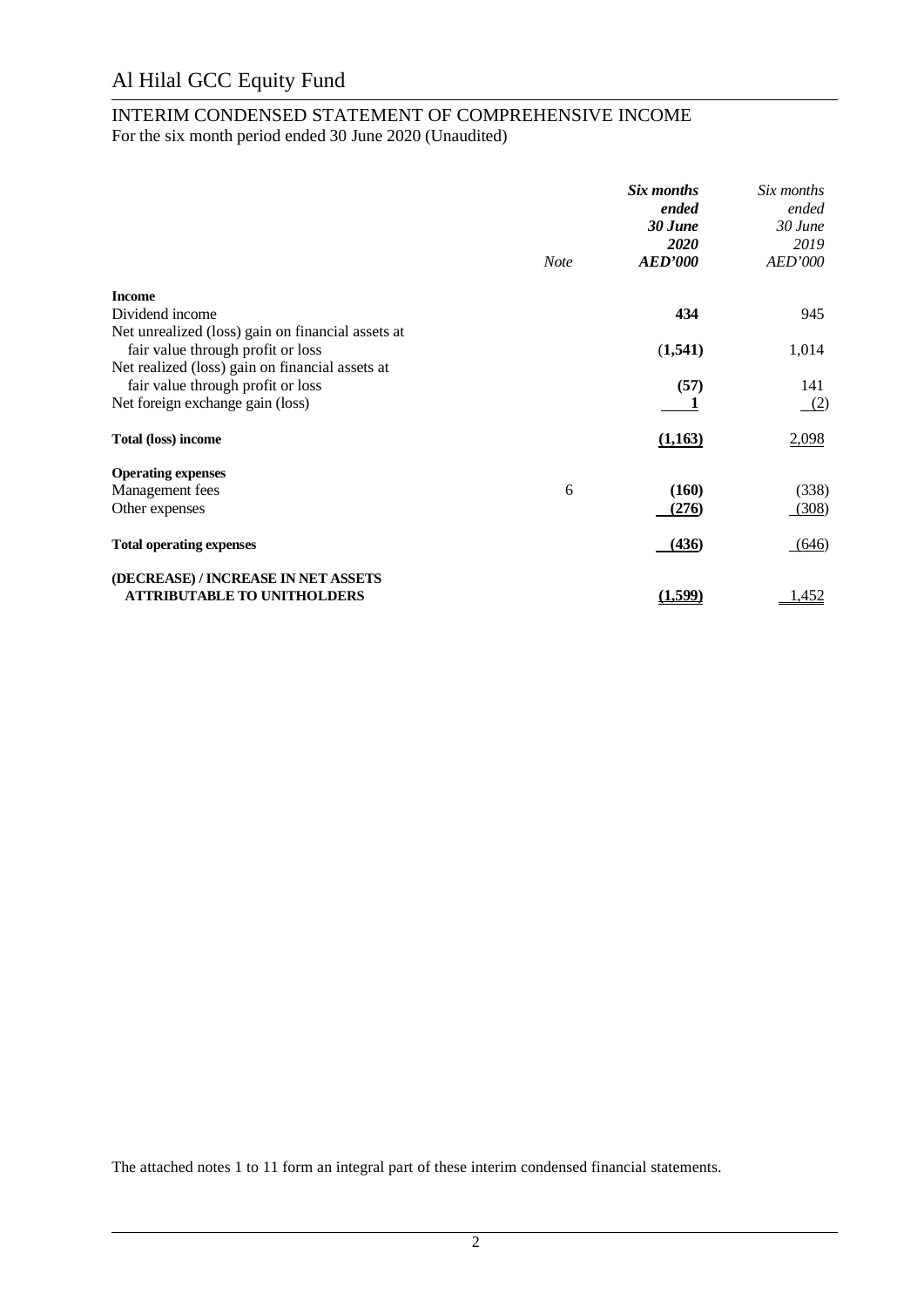# Al Hilal GCC Equity Fund

## INTERIM CONDENSED STATEMENT OF COMPREHENSIVE INCOME
For the six month period ended 30 June 2020 (Unaudited)

| | *Note* | ***Six months ended 30 June 2020 AED'000*** | *Six months ended 30 June 2019 AED'000* |
|---|---|---|---|
| **Income** | | | |
| Dividend income | | **434** | 945 |
| Net unrealized (loss) gain on financial assets at fair value through profit or loss | | **(1,541)** | 1,014 |
| Net realized (loss) gain on financial assets at fair value through profit or loss | | **(57)** | 141 |
| Net foreign exchange gain (loss) | | **1** | (2) |
| **Total (loss) income** | | **(1,163)** | 2,098 |
| **Operating expenses** | | | |
| Management fees | 6 | **(160)** | (338) |
| Other expenses | | **(276)** | (308) |
| **Total operating expenses** | | **(436)** | (646) |
| **(DECREASE) / INCREASE IN NET ASSETS ATTRIBUTABLE TO UNITHOLDERS** | | **(1,599)** | 1,452 |

The attached notes 1 to 11 form an integral part of these interim condensed financial statements.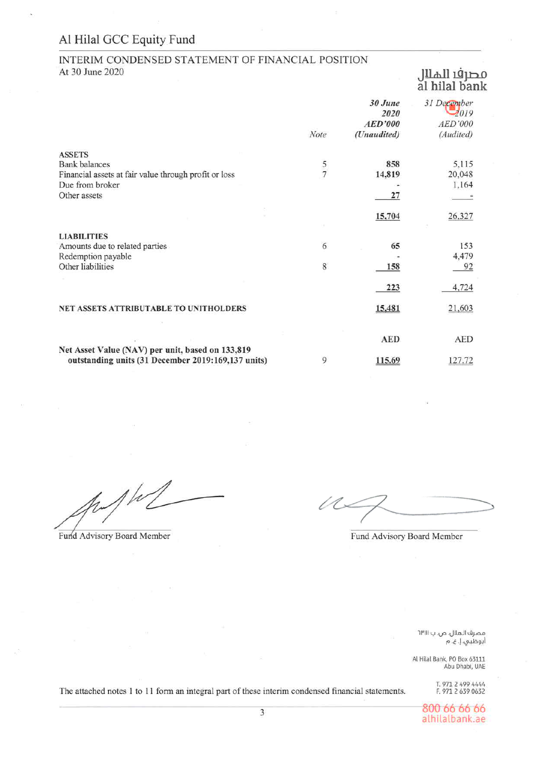# Al Hilal GCC Equity Fund

## INTERIM CONDENSED STATEMENT OF FINANCIAL POSITION

At 30 June 2020

مصرف الهلال
al hilal bank

| | Note | *30 June 2020 AED'000 (Unaudited)* | *31 December 2019 AED'000 (Audited)* |
|---|---|---|---|
| **ASSETS** | | | |
| Bank balances | 5 | **858** | 5,115 |
| Financial assets at fair value through profit or loss | 7 | **14,819** | 20,048 |
| Due from broker | | **-** | 1,164 |
| Other assets | | **27** | - |
| | | **15,704** | 26,327 |
| **LIABILITIES** | | | |
| Amounts due to related parties | 6 | **65** | 153 |
| Redemption payable | | **-** | 4,479 |
| Other liabilities | 8 | **158** | 92 |
| | | **223** | 4,724 |
| **NET ASSETS ATTRIBUTABLE TO UNITHOLDERS** | | **15,481** | 21,603 |
| | | **AED** | AED |
| **Net Asset Value (NAV) per unit, based on 133,819 outstanding units (31 December 2019:169,137 units)** | 9 | **115.69** | 127.72 |

Fund Advisory Board Member

Fund Advisory Board Member

مصرف الهلال، ص. ب ٦٣١١١
أبوظبي، إ. ع. م

Al Hilal Bank, PO Box 63111
Abu Dhabi, UAE

T. 971 2 499 4444
F. 971 2 639 0632

800 66 66 66
alhilalbank.ae

The attached notes 1 to 11 form an integral part of these interim condensed financial statements.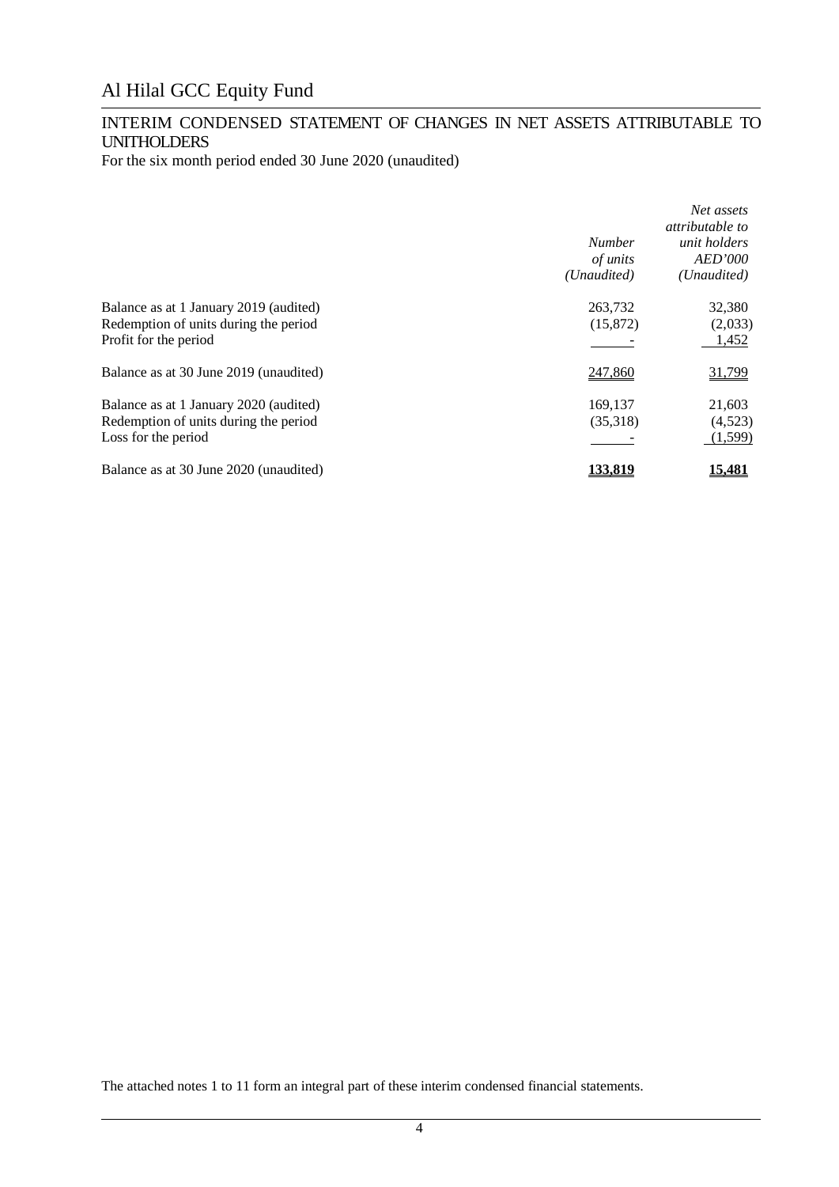# Al Hilal GCC Equity Fund

## INTERIM CONDENSED STATEMENT OF CHANGES IN NET ASSETS ATTRIBUTABLE TO UNITHOLDERS

For the six month period ended 30 June 2020 (unaudited)

| | *Number of units (Unaudited)* | *Net assets attributable to unit holders AED'000 (Unaudited)* |
|---|---|---|
| Balance as at 1 January 2019 (audited) | 263,732 | 32,380 |
| Redemption of units during the period | (15,872) | (2,033) |
| Profit for the period | - | 1,452 |
| Balance as at 30 June 2019 (unaudited) | 247,860 | 31,799 |
| Balance as at 1 January 2020 (audited) | 169,137 | 21,603 |
| Redemption of units during the period | (35,318) | (4,523) |
| Loss for the period | - | (1,599) |
| Balance as at 30 June 2020 (unaudited) | **133,819** | **15,481** |

The attached notes 1 to 11 form an integral part of these interim condensed financial statements.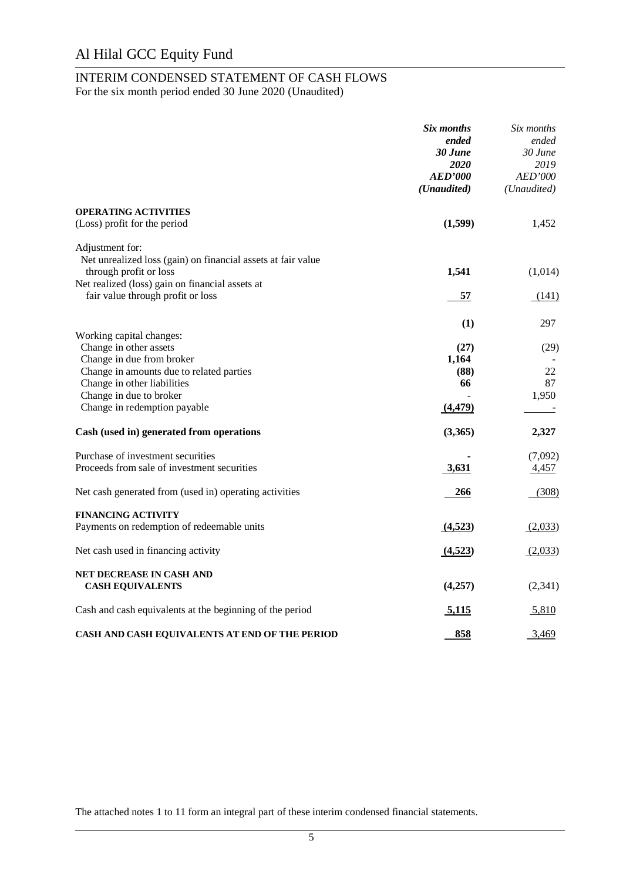# Al Hilal GCC Equity Fund

## INTERIM CONDENSED STATEMENT OF CASH FLOWS

For the six month period ended 30 June 2020 (Unaudited)

| | ***Six months ended 30 June 2020 AED'000 (Unaudited)*** | *Six months ended 30 June 2019 AED'000 (Unaudited)* |
|---|---|---|
| **OPERATING ACTIVITIES** | | |
| (Loss) profit for the period | **(1,599)** | 1,452 |
| Adjustment for: | | |
| Net unrealized loss (gain) on financial assets at fair value through profit or loss | **1,541** | (1,014) |
| Net realized (loss) gain on financial assets at fair value through profit or loss | **57** | (141) |
| | **(1)** | 297 |
| Working capital changes: | | |
| Change in other assets | **(27)** | (29) |
| Change in due from broker | **1,164** | - |
| Change in amounts due to related parties | **(88)** | 22 |
| Change in other liabilities | **66** | 87 |
| Change in due to broker | **-** | 1,950 |
| Change in redemption payable | **(4,479)** | - |
| **Cash (used in) generated from operations** | **(3,365)** | **2,327** |
| Purchase of investment securities | **-** | (7,092) |
| Proceeds from sale of investment securities | **3,631** | 4,457 |
| Net cash generated from (used in) operating activities | **266** | (308) |
| **FINANCING ACTIVITY** | | |
| Payments on redemption of redeemable units | **(4,523)** | (2,033) |
| Net cash used in financing activity | **(4,523)** | (2,033) |
| **NET DECREASE IN CASH AND CASH EQUIVALENTS** | **(4,257)** | (2,341) |
| Cash and cash equivalents at the beginning of the period | **5,115** | 5,810 |
| **CASH AND CASH EQUIVALENTS AT END OF THE PERIOD** | **858** | 3,469 |

The attached notes 1 to 11 form an integral part of these interim condensed financial statements.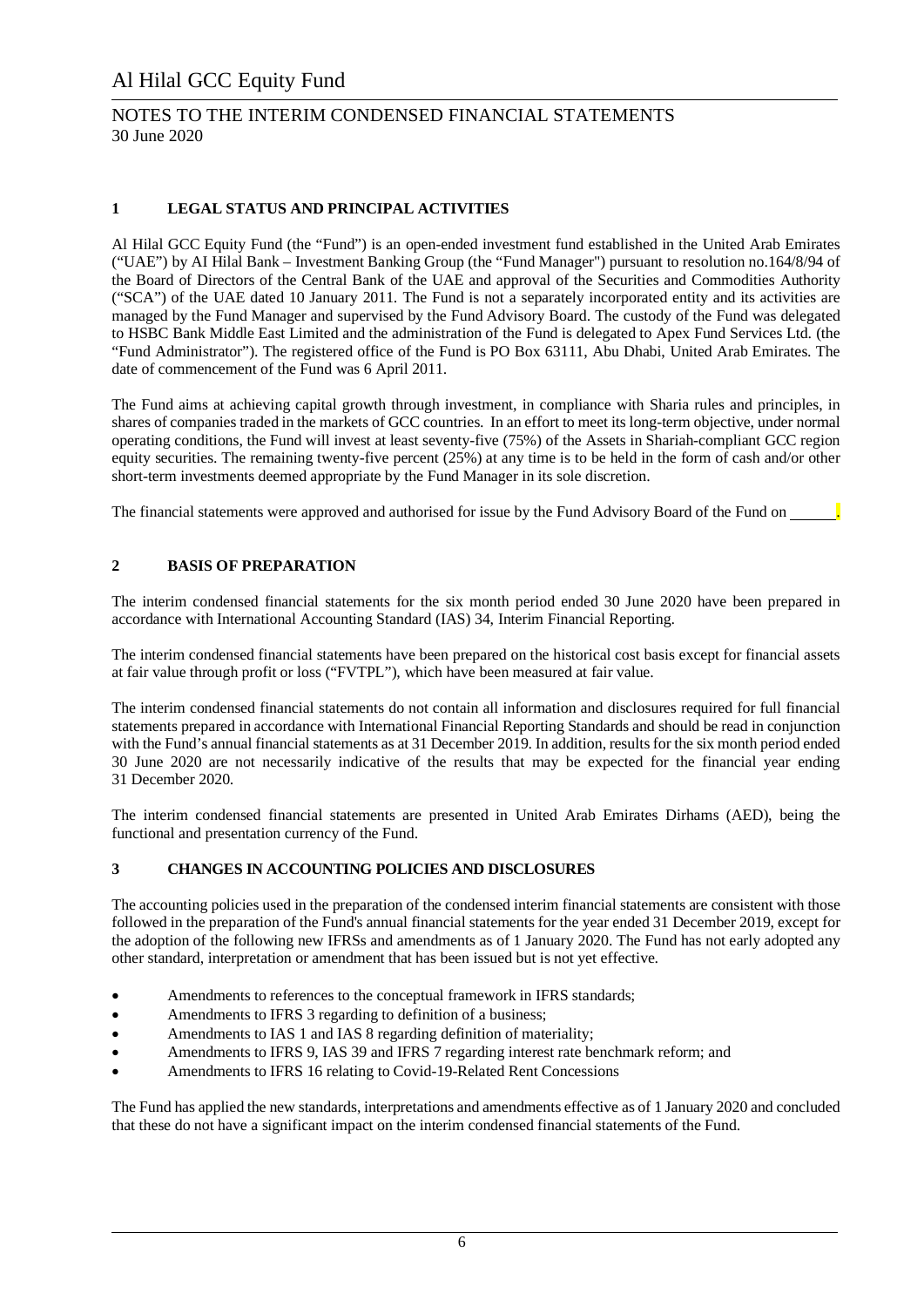## 1 LEGAL STATUS AND PRINCIPAL ACTIVITIES

Al Hilal GCC Equity Fund (the "Fund") is an open-ended investment fund established in the United Arab Emirates ("UAE") by AI Hilal Bank – Investment Banking Group (the "Fund Manager") pursuant to resolution no.164/8/94 of the Board of Directors of the Central Bank of the UAE and approval of the Securities and Commodities Authority ("SCA") of the UAE dated 10 January 2011. The Fund is not a separately incorporated entity and its activities are managed by the Fund Manager and supervised by the Fund Advisory Board. The custody of the Fund was delegated to HSBC Bank Middle East Limited and the administration of the Fund is delegated to Apex Fund Services Ltd. (the "Fund Administrator"). The registered office of the Fund is PO Box 63111, Abu Dhabi, United Arab Emirates. The date of commencement of the Fund was 6 April 2011.

The Fund aims at achieving capital growth through investment, in compliance with Sharia rules and principles, in shares of companies traded in the markets of GCC countries. In an effort to meet its long-term objective, under normal operating conditions, the Fund will invest at least seventy-five (75%) of the Assets in Shariah-compliant GCC region equity securities. The remaining twenty-five percent (25%) at any time is to be held in the form of cash and/or other short-term investments deemed appropriate by the Fund Manager in its sole discretion.

The financial statements were approved and authorised for issue by the Fund Advisory Board of the Fund on ______.

## 2 BASIS OF PREPARATION

The interim condensed financial statements for the six month period ended 30 June 2020 have been prepared in accordance with International Accounting Standard (IAS) 34, Interim Financial Reporting.

The interim condensed financial statements have been prepared on the historical cost basis except for financial assets at fair value through profit or loss ("FVTPL"), which have been measured at fair value.

The interim condensed financial statements do not contain all information and disclosures required for full financial statements prepared in accordance with International Financial Reporting Standards and should be read in conjunction with the Fund's annual financial statements as at 31 December 2019. In addition, results for the six month period ended 30 June 2020 are not necessarily indicative of the results that may be expected for the financial year ending 31 December 2020.

The interim condensed financial statements are presented in United Arab Emirates Dirhams (AED), being the functional and presentation currency of the Fund.

## 3 CHANGES IN ACCOUNTING POLICIES AND DISCLOSURES

The accounting policies used in the preparation of the condensed interim financial statements are consistent with those followed in the preparation of the Fund's annual financial statements for the year ended 31 December 2019, except for the adoption of the following new IFRSs and amendments as of 1 January 2020. The Fund has not early adopted any other standard, interpretation or amendment that has been issued but is not yet effective.

- Amendments to references to the conceptual framework in IFRS standards;
- Amendments to IFRS 3 regarding to definition of a business;
- Amendments to IAS 1 and IAS 8 regarding definition of materiality;
- Amendments to IFRS 9, IAS 39 and IFRS 7 regarding interest rate benchmark reform; and
- Amendments to IFRS 16 relating to Covid-19-Related Rent Concessions

The Fund has applied the new standards, interpretations and amendments effective as of 1 January 2020 and concluded that these do not have a significant impact on the interim condensed financial statements of the Fund.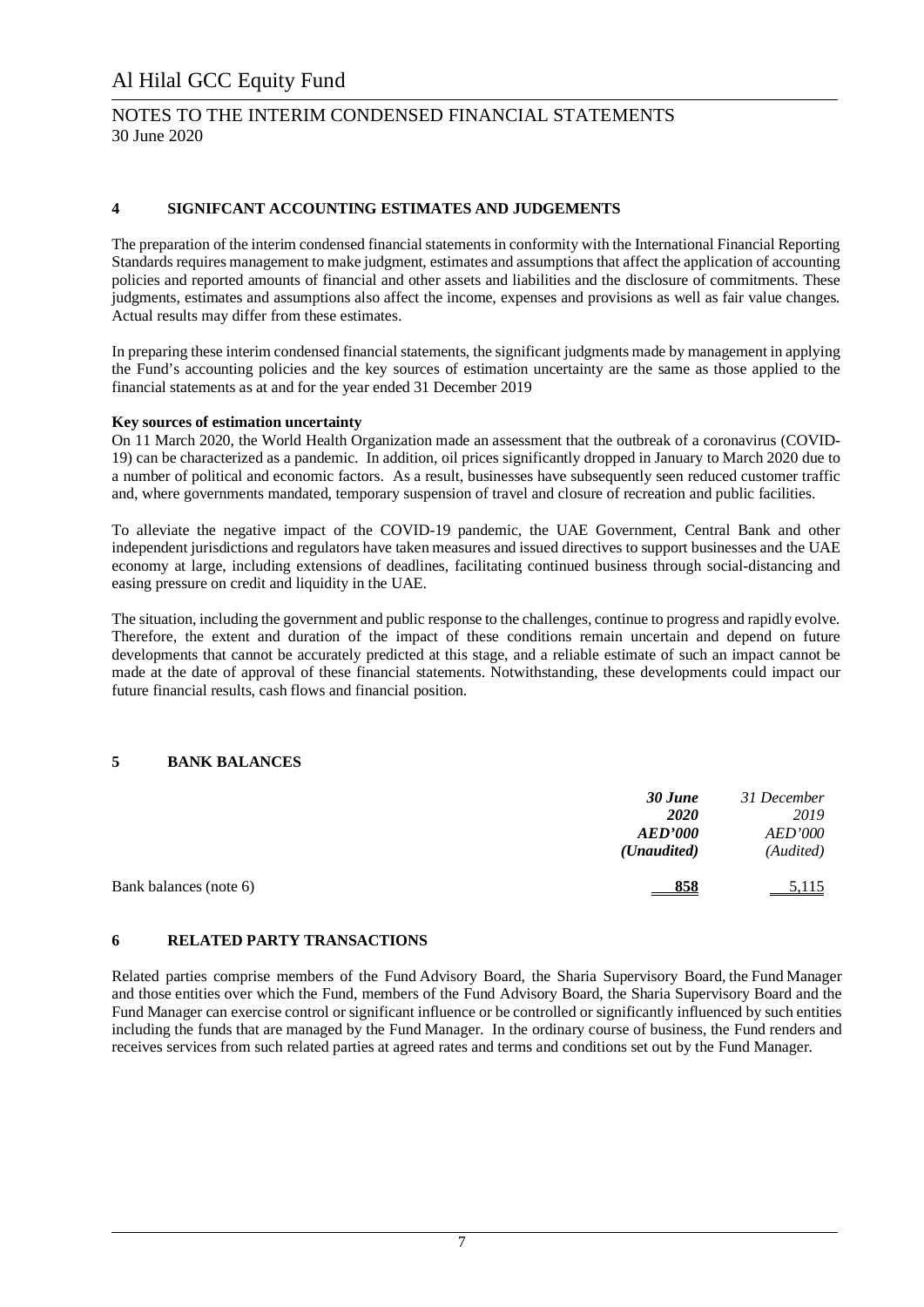# Al Hilal GCC Equity Fund

## NOTES TO THE INTERIM CONDENSED FINANCIAL STATEMENTS
30 June 2020

### 4 SIGNIFCANT ACCOUNTING ESTIMATES AND JUDGEMENTS

The preparation of the interim condensed financial statements in conformity with the International Financial Reporting Standards requires management to make judgment, estimates and assumptions that affect the application of accounting policies and reported amounts of financial and other assets and liabilities and the disclosure of commitments. These judgments, estimates and assumptions also affect the income, expenses and provisions as well as fair value changes. Actual results may differ from these estimates.

In preparing these interim condensed financial statements, the significant judgments made by management in applying the Fund's accounting policies and the key sources of estimation uncertainty are the same as those applied to the financial statements as at and for the year ended 31 December 2019

**Key sources of estimation uncertainty**

On 11 March 2020, the World Health Organization made an assessment that the outbreak of a coronavirus (COVID-19) can be characterized as a pandemic. In addition, oil prices significantly dropped in January to March 2020 due to a number of political and economic factors. As a result, businesses have subsequently seen reduced customer traffic and, where governments mandated, temporary suspension of travel and closure of recreation and public facilities.

To alleviate the negative impact of the COVID-19 pandemic, the UAE Government, Central Bank and other independent jurisdictions and regulators have taken measures and issued directives to support businesses and the UAE economy at large, including extensions of deadlines, facilitating continued business through social-distancing and easing pressure on credit and liquidity in the UAE.

The situation, including the government and public response to the challenges, continue to progress and rapidly evolve. Therefore, the extent and duration of the impact of these conditions remain uncertain and depend on future developments that cannot be accurately predicted at this stage, and a reliable estimate of such an impact cannot be made at the date of approval of these financial statements. Notwithstanding, these developments could impact our future financial results, cash flows and financial position.

### 5 BANK BALANCES

| | ***30 June 2020 AED'000 (Unaudited)*** | *31 December 2019 AED'000 (Audited)* |
|---|---|---|
| Bank balances (note 6) | **858** | 5,115 |

### 6 RELATED PARTY TRANSACTIONS

Related parties comprise members of the Fund Advisory Board, the Sharia Supervisory Board, the Fund Manager and those entities over which the Fund, members of the Fund Advisory Board, the Sharia Supervisory Board and the Fund Manager can exercise control or significant influence or be controlled or significantly influenced by such entities including the funds that are managed by the Fund Manager. In the ordinary course of business, the Fund renders and receives services from such related parties at agreed rates and terms and conditions set out by the Fund Manager.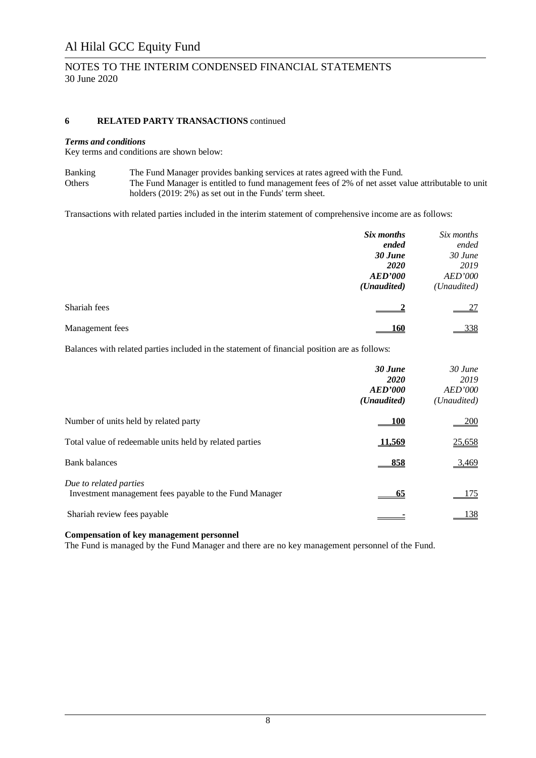# Al Hilal GCC Equity Fund

## NOTES TO THE INTERIM CONDENSED FINANCIAL STATEMENTS
30 June 2020

### 6 RELATED PARTY TRANSACTIONS continued

***Terms and conditions***
Key terms and conditions are shown below:

| | |
|---|---|
| Banking | The Fund Manager provides banking services at rates agreed with the Fund. |
| Others | The Fund Manager is entitled to fund management fees of 2% of net asset value attributable to unit holders (2019: 2%) as set out in the Funds' term sheet. |

Transactions with related parties included in the interim statement of comprehensive income are as follows:

| | ***Six months ended 30 June 2020 AED'000 (Unaudited)*** | *Six months ended 30 June 2019 AED'000 (Unaudited)* |
|---|---|---|
| Shariah fees | **2** | 27 |
| Management fees | **160** | 338 |

Balances with related parties included in the statement of financial position are as follows:

| | ***30 June 2020 AED'000 (Unaudited)*** | *30 June 2019 AED'000 (Unaudited)* |
|---|---|---|
| Number of units held by related party | **100** | 200 |
| Total value of redeemable units held by related parties | **11,569** | 25,658 |
| Bank balances | **858** | 3,469 |
| *Due to related parties* | | |
| Investment management fees payable to the Fund Manager | **65** | 175 |
| Shariah review fees payable | **-** | 138 |

**Compensation of key management personnel**
The Fund is managed by the Fund Manager and there are no key management personnel of the Fund.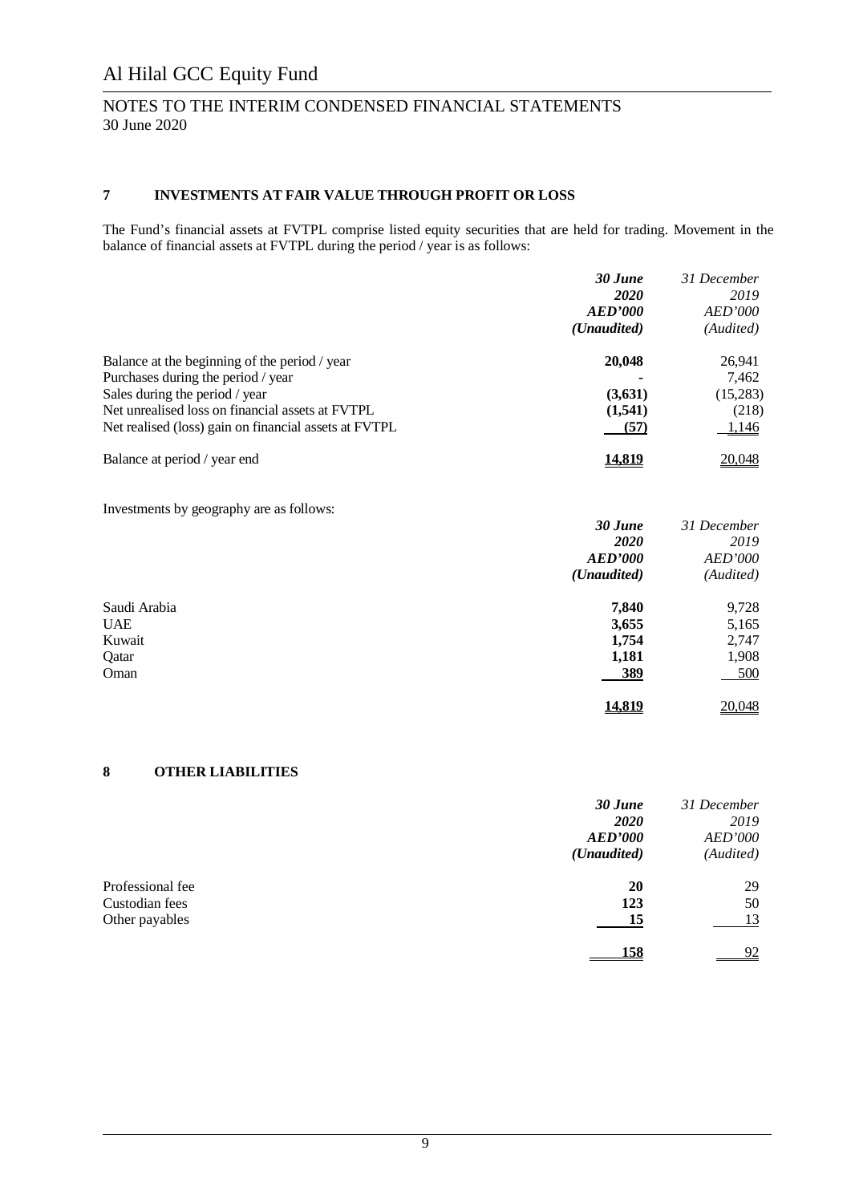# Al Hilal GCC Equity Fund

## NOTES TO THE INTERIM CONDENSED FINANCIAL STATEMENTS
30 June 2020

### 7 INVESTMENTS AT FAIR VALUE THROUGH PROFIT OR LOSS

The Fund's financial assets at FVTPL comprise listed equity securities that are held for trading. Movement in the balance of financial assets at FVTPL during the period / year is as follows:

| | ***30 June 2020 AED'000 (Unaudited)*** | *31 December 2019 AED'000 (Audited)* |
|---|---|---|
| Balance at the beginning of the period / year | **20,048** | 26,941 |
| Purchases during the period / year | **-** | 7,462 |
| Sales during the period / year | **(3,631)** | (15,283) |
| Net unrealised loss on financial assets at FVTPL | **(1,541)** | (218) |
| Net realised (loss) gain on financial assets at FVTPL | **(57)** | 1,146 |
| Balance at period / year end | **14,819** | 20,048 |

Investments by geography are as follows:

| | ***30 June 2020 AED'000 (Unaudited)*** | *31 December 2019 AED'000 (Audited)* |
|---|---|---|
| Saudi Arabia | **7,840** | 9,728 |
| UAE | **3,655** | 5,165 |
| Kuwait | **1,754** | 2,747 |
| Qatar | **1,181** | 1,908 |
| Oman | **389** | 500 |
| | **14,819** | 20,048 |

### 8 OTHER LIABILITIES

| | ***30 June 2020 AED'000 (Unaudited)*** | *31 December 2019 AED'000 (Audited)* |
|---|---|---|
| Professional fee | **20** | 29 |
| Custodian fees | **123** | 50 |
| Other payables | **15** | 13 |
| | **158** | 92 |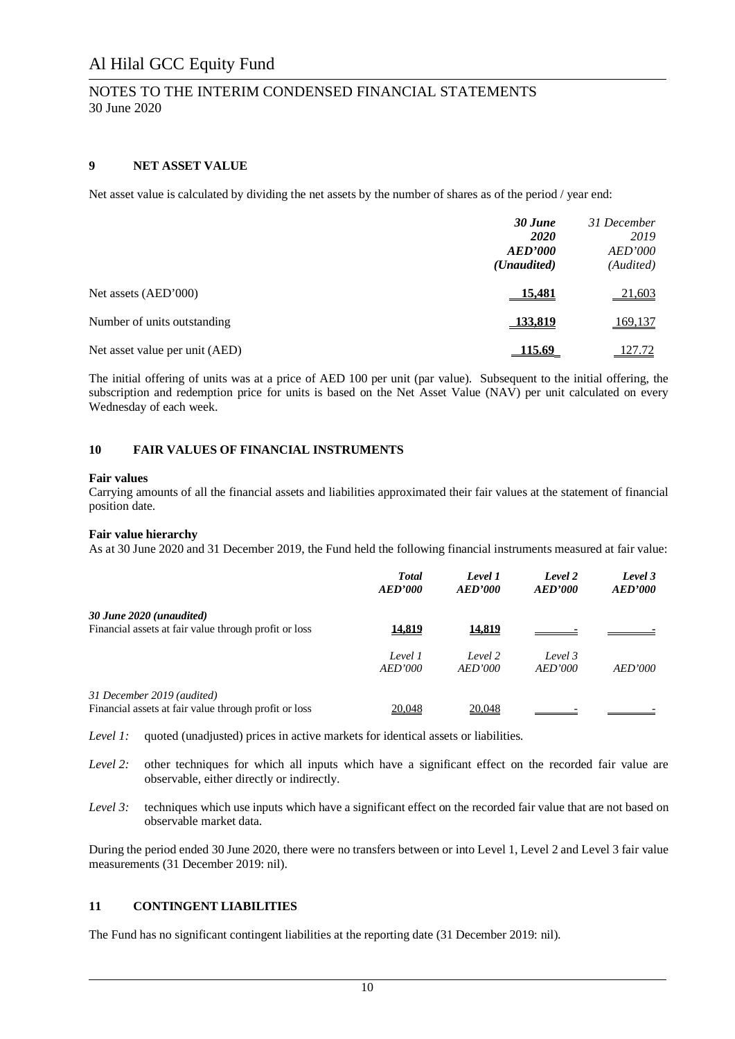# Al Hilal GCC Equity Fund

## NOTES TO THE INTERIM CONDENSED FINANCIAL STATEMENTS
30 June 2020

### 9 NET ASSET VALUE

Net asset value is calculated by dividing the net assets by the number of shares as of the period / year end:

| | ***30 June 2020 AED'000 (Unaudited)*** | *31 December 2019 AED'000 (Audited)* |
|---|---|---|
| Net assets (AED'000) | **15,481** | 21,603 |
| Number of units outstanding | **133,819** | 169,137 |
| Net asset value per unit (AED) | **115.69** | 127.72 |

The initial offering of units was at a price of AED 100 per unit (par value). Subsequent to the initial offering, the subscription and redemption price for units is based on the Net Asset Value (NAV) per unit calculated on every Wednesday of each week.

### 10 FAIR VALUES OF FINANCIAL INSTRUMENTS

**Fair values**

Carrying amounts of all the financial assets and liabilities approximated their fair values at the statement of financial position date.

**Fair value hierarchy**

As at 30 June 2020 and 31 December 2019, the Fund held the following financial instruments measured at fair value:

| | ***Total AED'000*** | ***Level 1 AED'000*** | ***Level 2 AED'000*** | ***Level 3 AED'000*** |
|---|---|---|---|---|
| ***30 June 2020 (unaudited)*** | | | | |
| Financial assets at fair value through profit or loss | **14,819** | **14,819** | **-** | **-** |
| | *Level 1 AED'000* | *Level 2 AED'000* | *Level 3 AED'000* | *AED'000* |
| *31 December 2019 (audited)* | | | | |
| Financial assets at fair value through profit or loss | 20,048 | 20,048 | - | - |

*Level 1:* quoted (unadjusted) prices in active markets for identical assets or liabilities.

*Level 2:* other techniques for which all inputs which have a significant effect on the recorded fair value are observable, either directly or indirectly.

*Level 3:* techniques which use inputs which have a significant effect on the recorded fair value that are not based on observable market data.

During the period ended 30 June 2020, there were no transfers between or into Level 1, Level 2 and Level 3 fair value measurements (31 December 2019: nil).

### 11 CONTINGENT LIABILITIES

The Fund has no significant contingent liabilities at the reporting date (31 December 2019: nil).